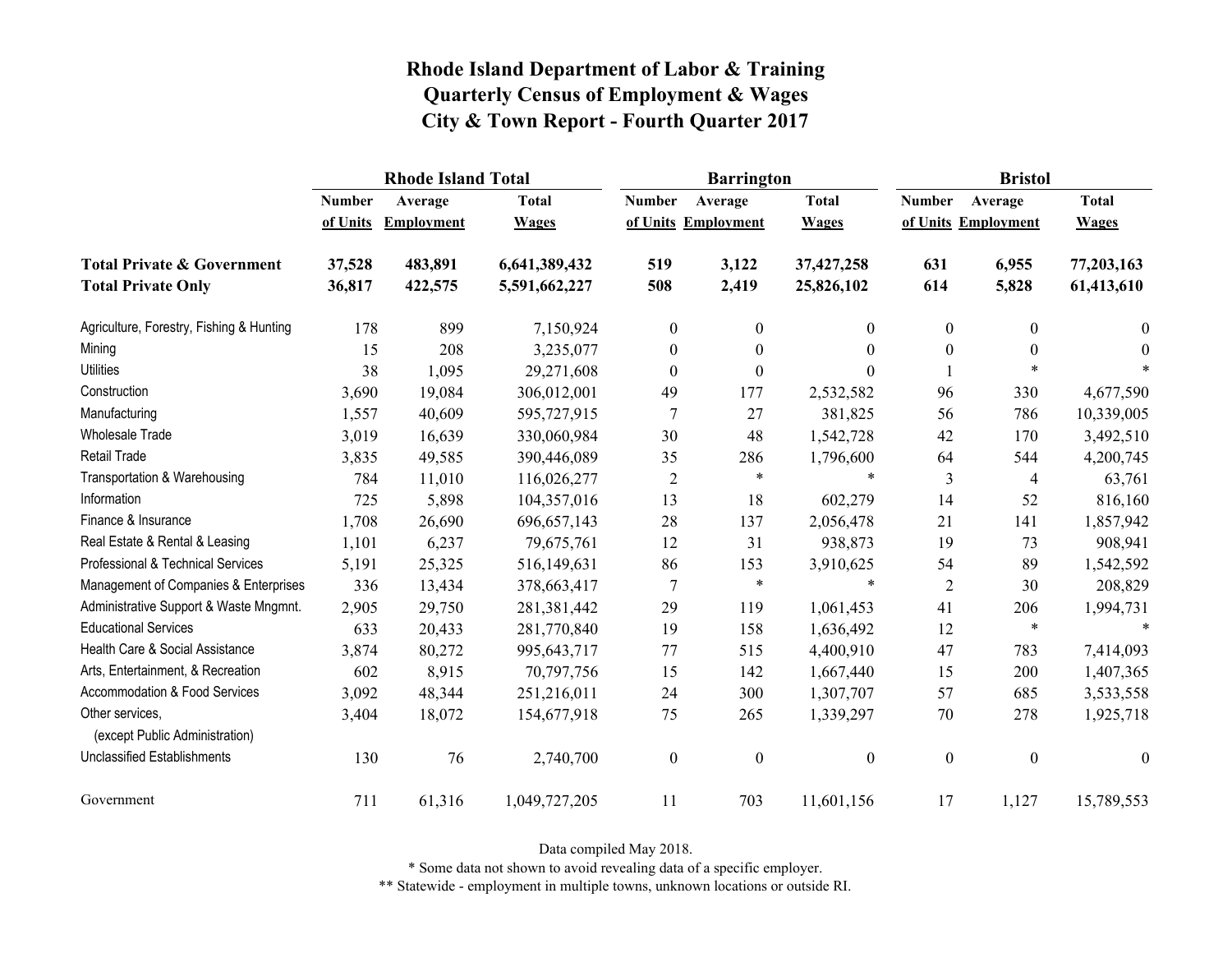# Rhode Island Department of Labor & Training
## Quarterly Census of Employment & Wages
## City & Town Report - Fourth Quarter 2017

| | Rhode Island Total | | | Barrington | | | Bristol | | |
|---|---|---|---|---|---|---|---|---|---|
| | Number of Units | Average Employment | Total Wages | Number of Units | Average Employment | Total Wages | Number of Units | Average Employment | Total Wages |
| **Total Private & Government** | **37,528** | **483,891** | **6,641,389,432** | **519** | **3,122** | **37,427,258** | **631** | **6,955** | **77,203,163** |
| **Total Private Only** | **36,817** | **422,575** | **5,591,662,227** | **508** | **2,419** | **25,826,102** | **614** | **5,828** | **61,413,610** |
| Agriculture, Forestry, Fishing & Hunting | 178 | 899 | 7,150,924 | 0 | 0 | 0 | 0 | 0 | 0 |
| Mining | 15 | 208 | 3,235,077 | 0 | 0 | 0 | 0 | 0 | 0 |
| Utilities | 38 | 1,095 | 29,271,608 | 0 | 0 | 0 | 1 | * | * |
| Construction | 3,690 | 19,084 | 306,012,001 | 49 | 177 | 2,532,582 | 96 | 330 | 4,677,590 |
| Manufacturing | 1,557 | 40,609 | 595,727,915 | 7 | 27 | 381,825 | 56 | 786 | 10,339,005 |
| Wholesale Trade | 3,019 | 16,639 | 330,060,984 | 30 | 48 | 1,542,728 | 42 | 170 | 3,492,510 |
| Retail Trade | 3,835 | 49,585 | 390,446,089 | 35 | 286 | 1,796,600 | 64 | 544 | 4,200,745 |
| Transportation & Warehousing | 784 | 11,010 | 116,026,277 | 2 | * | * | 3 | 4 | 63,761 |
| Information | 725 | 5,898 | 104,357,016 | 13 | 18 | 602,279 | 14 | 52 | 816,160 |
| Finance & Insurance | 1,708 | 26,690 | 696,657,143 | 28 | 137 | 2,056,478 | 21 | 141 | 1,857,942 |
| Real Estate & Rental & Leasing | 1,101 | 6,237 | 79,675,761 | 12 | 31 | 938,873 | 19 | 73 | 908,941 |
| Professional & Technical Services | 5,191 | 25,325 | 516,149,631 | 86 | 153 | 3,910,625 | 54 | 89 | 1,542,592 |
| Management of Companies & Enterprises | 336 | 13,434 | 378,663,417 | 7 | * | * | 2 | 30 | 208,829 |
| Administrative Support & Waste Mngmnt. | 2,905 | 29,750 | 281,381,442 | 29 | 119 | 1,061,453 | 41 | 206 | 1,994,731 |
| Educational Services | 633 | 20,433 | 281,770,840 | 19 | 158 | 1,636,492 | 12 | * | * |
| Health Care & Social Assistance | 3,874 | 80,272 | 995,643,717 | 77 | 515 | 4,400,910 | 47 | 783 | 7,414,093 |
| Arts, Entertainment, & Recreation | 602 | 8,915 | 70,797,756 | 15 | 142 | 1,667,440 | 15 | 200 | 1,407,365 |
| Accommodation & Food Services | 3,092 | 48,344 | 251,216,011 | 24 | 300 | 1,307,707 | 57 | 685 | 3,533,558 |
| Other services, (except Public Administration) | 3,404 | 18,072 | 154,677,918 | 75 | 265 | 1,339,297 | 70 | 278 | 1,925,718 |
| Unclassified Establishments | 130 | 76 | 2,740,700 | 0 | 0 | 0 | 0 | 0 | 0 |
| Government | 711 | 61,316 | 1,049,727,205 | 11 | 703 | 11,601,156 | 17 | 1,127 | 15,789,553 |

Data compiled May 2018.

\* Some data not shown to avoid revealing data of a specific employer.

\*\* Statewide - employment in multiple towns, unknown locations or outside RI.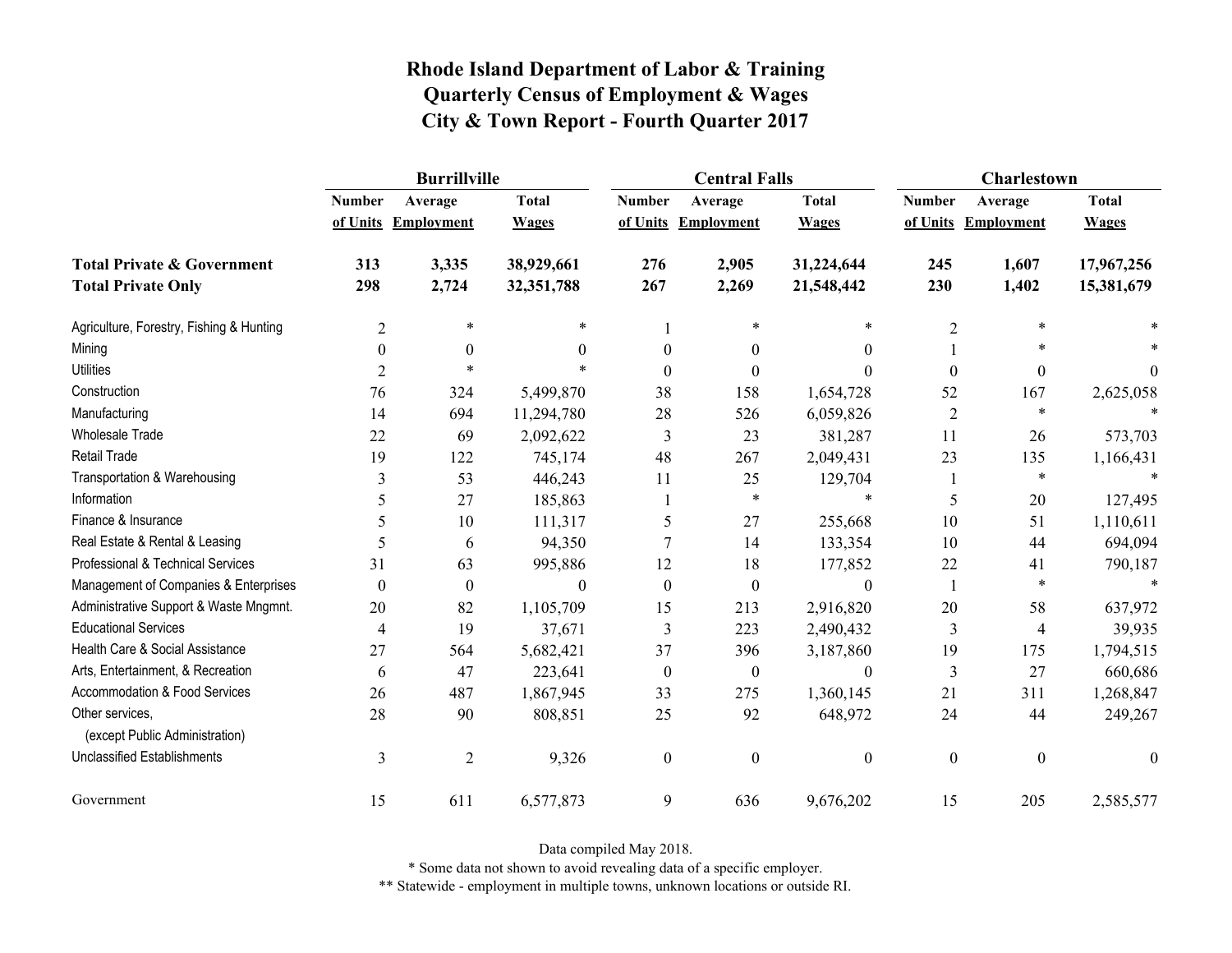# Rhode Island Department of Labor & Training
## Quarterly Census of Employment & Wages
## City & Town Report - Fourth Quarter 2017

| | Burrillville | | | Central Falls | | | Charlestown | | |
|---|---|---|---|---|---|---|---|---|---|
| | Number of Units | Average Employment | Total Wages | Number of Units | Average Employment | Total Wages | Number of Units | Average Employment | Total Wages |
| **Total Private & Government** | **313** | **3,335** | **38,929,661** | **276** | **2,905** | **31,224,644** | **245** | **1,607** | **17,967,256** |
| **Total Private Only** | **298** | **2,724** | **32,351,788** | **267** | **2,269** | **21,548,442** | **230** | **1,402** | **15,381,679** |
| Agriculture, Forestry, Fishing & Hunting | 2 | * | * | 1 | * | * | 2 | * | * |
| Mining | 0 | 0 | 0 | 0 | 0 | 0 | 1 | * | * |
| Utilities | 2 | * | * | 0 | 0 | 0 | 0 | 0 | 0 |
| Construction | 76 | 324 | 5,499,870 | 38 | 158 | 1,654,728 | 52 | 167 | 2,625,058 |
| Manufacturing | 14 | 694 | 11,294,780 | 28 | 526 | 6,059,826 | 2 | * | * |
| Wholesale Trade | 22 | 69 | 2,092,622 | 3 | 23 | 381,287 | 11 | 26 | 573,703 |
| Retail Trade | 19 | 122 | 745,174 | 48 | 267 | 2,049,431 | 23 | 135 | 1,166,431 |
| Transportation & Warehousing | 3 | 53 | 446,243 | 11 | 25 | 129,704 | 1 | * | * |
| Information | 5 | 27 | 185,863 | 1 | * | * | 5 | 20 | 127,495 |
| Finance & Insurance | 5 | 10 | 111,317 | 5 | 27 | 255,668 | 10 | 51 | 1,110,611 |
| Real Estate & Rental & Leasing | 5 | 6 | 94,350 | 7 | 14 | 133,354 | 10 | 44 | 694,094 |
| Professional & Technical Services | 31 | 63 | 995,886 | 12 | 18 | 177,852 | 22 | 41 | 790,187 |
| Management of Companies & Enterprises | 0 | 0 | 0 | 0 | 0 | 0 | 1 | * | * |
| Administrative Support & Waste Mngmnt. | 20 | 82 | 1,105,709 | 15 | 213 | 2,916,820 | 20 | 58 | 637,972 |
| Educational Services | 4 | 19 | 37,671 | 3 | 223 | 2,490,432 | 3 | 4 | 39,935 |
| Health Care & Social Assistance | 27 | 564 | 5,682,421 | 37 | 396 | 3,187,860 | 19 | 175 | 1,794,515 |
| Arts, Entertainment, & Recreation | 6 | 47 | 223,641 | 0 | 0 | 0 | 3 | 27 | 660,686 |
| Accommodation & Food Services | 26 | 487 | 1,867,945 | 33 | 275 | 1,360,145 | 21 | 311 | 1,268,847 |
| Other services, (except Public Administration) | 28 | 90 | 808,851 | 25 | 92 | 648,972 | 24 | 44 | 249,267 |
| Unclassified Establishments | 3 | 2 | 9,326 | 0 | 0 | 0 | 0 | 0 | 0 |
| Government | 15 | 611 | 6,577,873 | 9 | 636 | 9,676,202 | 15 | 205 | 2,585,577 |

Data compiled May 2018.

* Some data not shown to avoid revealing data of a specific employer.

** Statewide - employment in multiple towns, unknown locations or outside RI.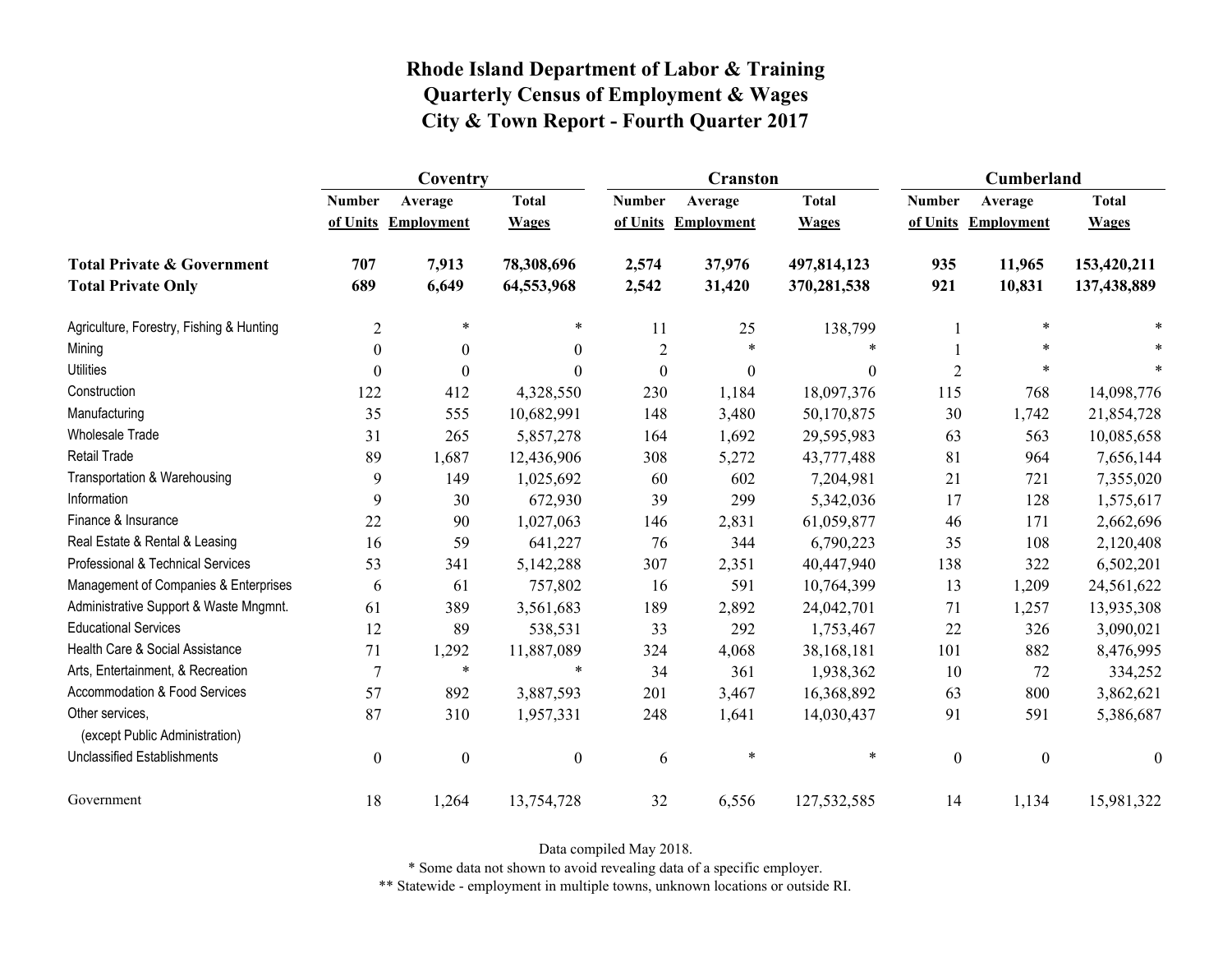# Rhode Island Department of Labor & Training
## Quarterly Census of Employment & Wages
## City & Town Report - Fourth Quarter 2017

| | Coventry | | | Cranston | | | Cumberland | | |
|---|---|---|---|---|---|---|---|---|---|
| | Number of Units | Average Employment | Total Wages | Number of Units | Average Employment | Total Wages | Number of Units | Average Employment | Total Wages |
| **Total Private & Government** | **707** | **7,913** | **78,308,696** | **2,574** | **37,976** | **497,814,123** | **935** | **11,965** | **153,420,211** |
| **Total Private Only** | **689** | **6,649** | **64,553,968** | **2,542** | **31,420** | **370,281,538** | **921** | **10,831** | **137,438,889** |
| Agriculture, Forestry, Fishing & Hunting | 2 | * | * | 11 | 25 | 138,799 | 1 | * | * |
| Mining | 0 | 0 | 0 | 2 | * | * | 1 | * | * |
| Utilities | 0 | 0 | 0 | 0 | 0 | 0 | 2 | * | * |
| Construction | 122 | 412 | 4,328,550 | 230 | 1,184 | 18,097,376 | 115 | 768 | 14,098,776 |
| Manufacturing | 35 | 555 | 10,682,991 | 148 | 3,480 | 50,170,875 | 30 | 1,742 | 21,854,728 |
| Wholesale Trade | 31 | 265 | 5,857,278 | 164 | 1,692 | 29,595,983 | 63 | 563 | 10,085,658 |
| Retail Trade | 89 | 1,687 | 12,436,906 | 308 | 5,272 | 43,777,488 | 81 | 964 | 7,656,144 |
| Transportation & Warehousing | 9 | 149 | 1,025,692 | 60 | 602 | 7,204,981 | 21 | 721 | 7,355,020 |
| Information | 9 | 30 | 672,930 | 39 | 299 | 5,342,036 | 17 | 128 | 1,575,617 |
| Finance & Insurance | 22 | 90 | 1,027,063 | 146 | 2,831 | 61,059,877 | 46 | 171 | 2,662,696 |
| Real Estate & Rental & Leasing | 16 | 59 | 641,227 | 76 | 344 | 6,790,223 | 35 | 108 | 2,120,408 |
| Professional & Technical Services | 53 | 341 | 5,142,288 | 307 | 2,351 | 40,447,940 | 138 | 322 | 6,502,201 |
| Management of Companies & Enterprises | 6 | 61 | 757,802 | 16 | 591 | 10,764,399 | 13 | 1,209 | 24,561,622 |
| Administrative Support & Waste Mngmnt. | 61 | 389 | 3,561,683 | 189 | 2,892 | 24,042,701 | 71 | 1,257 | 13,935,308 |
| Educational Services | 12 | 89 | 538,531 | 33 | 292 | 1,753,467 | 22 | 326 | 3,090,021 |
| Health Care & Social Assistance | 71 | 1,292 | 11,887,089 | 324 | 4,068 | 38,168,181 | 101 | 882 | 8,476,995 |
| Arts, Entertainment, & Recreation | 7 | * | * | 34 | 361 | 1,938,362 | 10 | 72 | 334,252 |
| Accommodation & Food Services | 57 | 892 | 3,887,593 | 201 | 3,467 | 16,368,892 | 63 | 800 | 3,862,621 |
| Other services, (except Public Administration) | 87 | 310 | 1,957,331 | 248 | 1,641 | 14,030,437 | 91 | 591 | 5,386,687 |
| Unclassified Establishments | 0 | 0 | 0 | 6 | * | * | 0 | 0 | 0 |
| Government | 18 | 1,264 | 13,754,728 | 32 | 6,556 | 127,532,585 | 14 | 1,134 | 15,981,322 |

Data compiled May 2018.

* Some data not shown to avoid revealing data of a specific employer.

** Statewide - employment in multiple towns, unknown locations or outside RI.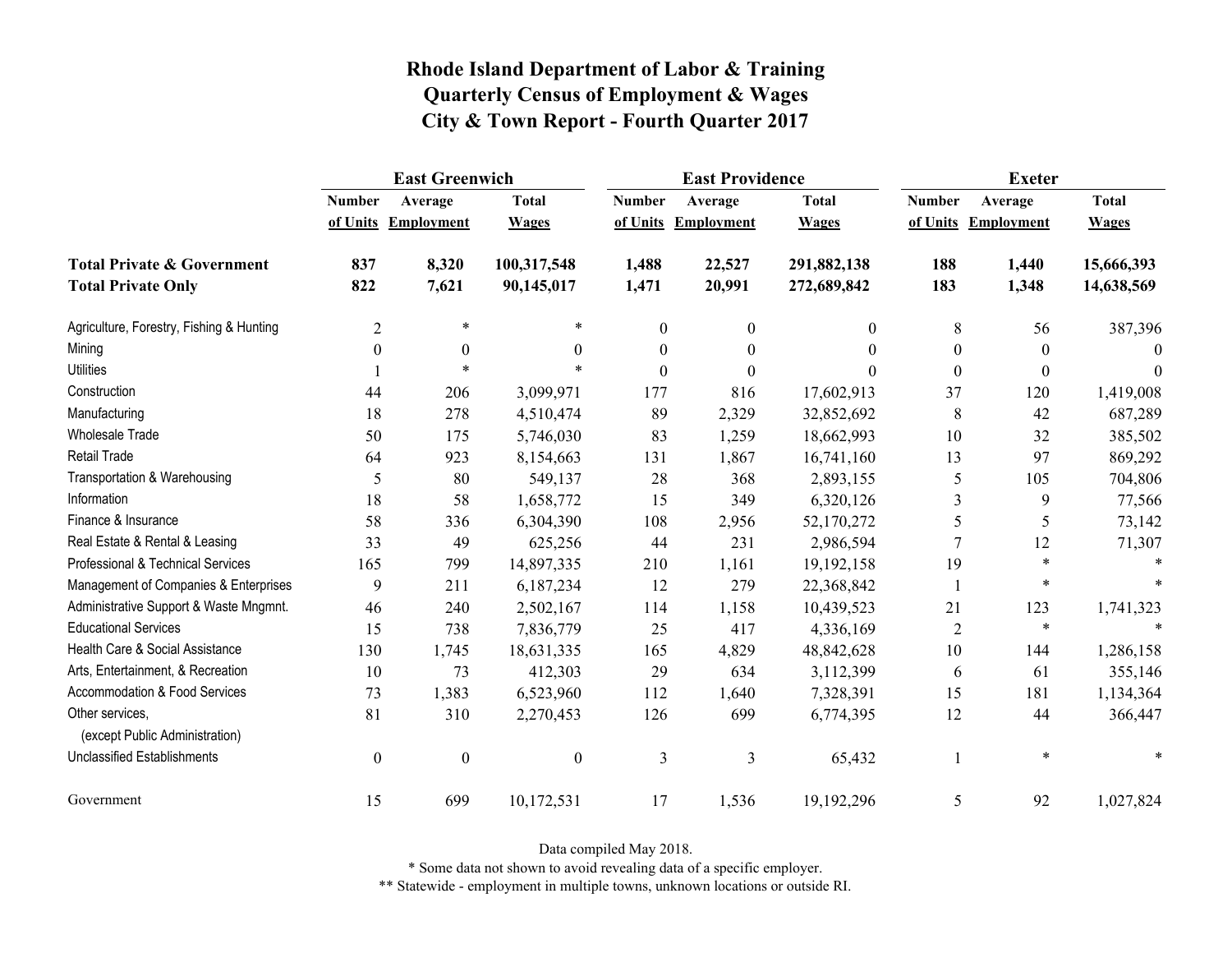# Rhode Island Department of Labor & Training
## Quarterly Census of Employment & Wages
## City & Town Report - Fourth Quarter 2017

| | East Greenwich | | | East Providence | | | Exeter | | |
|---|---|---|---|---|---|---|---|---|---|
| | Number of Units | Average Employment | Total Wages | Number of Units | Average Employment | Total Wages | Number of Units | Average Employment | Total Wages |
| **Total Private & Government** | **837** | **8,320** | **100,317,548** | **1,488** | **22,527** | **291,882,138** | **188** | **1,440** | **15,666,393** |
| **Total Private Only** | **822** | **7,621** | **90,145,017** | **1,471** | **20,991** | **272,689,842** | **183** | **1,348** | **14,638,569** |
| Agriculture, Forestry, Fishing & Hunting | 2 | * | * | 0 | 0 | 0 | 8 | 56 | 387,396 |
| Mining | 0 | 0 | 0 | 0 | 0 | 0 | 0 | 0 | 0 |
| Utilities | 1 | * | * | 0 | 0 | 0 | 0 | 0 | 0 |
| Construction | 44 | 206 | 3,099,971 | 177 | 816 | 17,602,913 | 37 | 120 | 1,419,008 |
| Manufacturing | 18 | 278 | 4,510,474 | 89 | 2,329 | 32,852,692 | 8 | 42 | 687,289 |
| Wholesale Trade | 50 | 175 | 5,746,030 | 83 | 1,259 | 18,662,993 | 10 | 32 | 385,502 |
| Retail Trade | 64 | 923 | 8,154,663 | 131 | 1,867 | 16,741,160 | 13 | 97 | 869,292 |
| Transportation & Warehousing | 5 | 80 | 549,137 | 28 | 368 | 2,893,155 | 5 | 105 | 704,806 |
| Information | 18 | 58 | 1,658,772 | 15 | 349 | 6,320,126 | 3 | 9 | 77,566 |
| Finance & Insurance | 58 | 336 | 6,304,390 | 108 | 2,956 | 52,170,272 | 5 | 5 | 73,142 |
| Real Estate & Rental & Leasing | 33 | 49 | 625,256 | 44 | 231 | 2,986,594 | 7 | 12 | 71,307 |
| Professional & Technical Services | 165 | 799 | 14,897,335 | 210 | 1,161 | 19,192,158 | 19 | * | * |
| Management of Companies & Enterprises | 9 | 211 | 6,187,234 | 12 | 279 | 22,368,842 | 1 | * | * |
| Administrative Support & Waste Mngmnt. | 46 | 240 | 2,502,167 | 114 | 1,158 | 10,439,523 | 21 | 123 | 1,741,323 |
| Educational Services | 15 | 738 | 7,836,779 | 25 | 417 | 4,336,169 | 2 | * | * |
| Health Care & Social Assistance | 130 | 1,745 | 18,631,335 | 165 | 4,829 | 48,842,628 | 10 | 144 | 1,286,158 |
| Arts, Entertainment, & Recreation | 10 | 73 | 412,303 | 29 | 634 | 3,112,399 | 6 | 61 | 355,146 |
| Accommodation & Food Services | 73 | 1,383 | 6,523,960 | 112 | 1,640 | 7,328,391 | 15 | 181 | 1,134,364 |
| Other services, (except Public Administration) | 81 | 310 | 2,270,453 | 126 | 699 | 6,774,395 | 12 | 44 | 366,447 |
| Unclassified Establishments | 0 | 0 | 0 | 3 | 3 | 65,432 | 1 | * | * |
| Government | 15 | 699 | 10,172,531 | 17 | 1,536 | 19,192,296 | 5 | 92 | 1,027,824 |

Data compiled May 2018.

* Some data not shown to avoid revealing data of a specific employer.

** Statewide - employment in multiple towns, unknown locations or outside RI.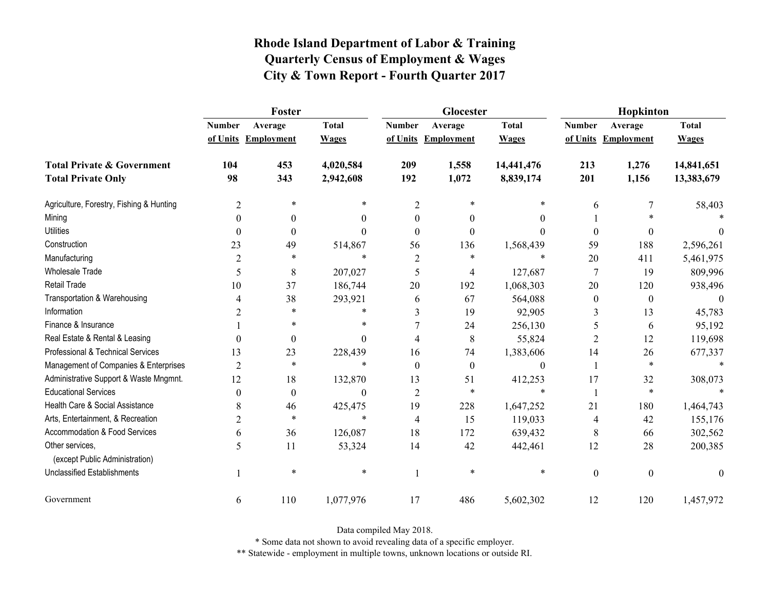# Rhode Island Department of Labor & Training
## Quarterly Census of Employment & Wages
## City & Town Report - Fourth Quarter 2017

| | Foster | | | Glocester | | | Hopkinton | | |
|---|---|---|---|---|---|---|---|---|---|
| | Number of Units | Average Employment | Total Wages | Number of Units | Average Employment | Total Wages | Number of Units | Average Employment | Total Wages |
| **Total Private & Government** | **104** | **453** | **4,020,584** | **209** | **1,558** | **14,441,476** | **213** | **1,276** | **14,841,651** |
| **Total Private Only** | **98** | **343** | **2,942,608** | **192** | **1,072** | **8,839,174** | **201** | **1,156** | **13,383,679** |
| Agriculture, Forestry, Fishing & Hunting | 2 | * | * | 2 | * | * | 6 | 7 | 58,403 |
| Mining | 0 | 0 | 0 | 0 | 0 | 0 | 1 | * | * |
| Utilities | 0 | 0 | 0 | 0 | 0 | 0 | 0 | 0 | 0 |
| Construction | 23 | 49 | 514,867 | 56 | 136 | 1,568,439 | 59 | 188 | 2,596,261 |
| Manufacturing | 2 | * | * | 2 | * | * | 20 | 411 | 5,461,975 |
| Wholesale Trade | 5 | 8 | 207,027 | 5 | 4 | 127,687 | 7 | 19 | 809,996 |
| Retail Trade | 10 | 37 | 186,744 | 20 | 192 | 1,068,303 | 20 | 120 | 938,496 |
| Transportation & Warehousing | 4 | 38 | 293,921 | 6 | 67 | 564,088 | 0 | 0 | 0 |
| Information | 2 | * | * | 3 | 19 | 92,905 | 3 | 13 | 45,783 |
| Finance & Insurance | 1 | * | * | 7 | 24 | 256,130 | 5 | 6 | 95,192 |
| Real Estate & Rental & Leasing | 0 | 0 | 0 | 4 | 8 | 55,824 | 2 | 12 | 119,698 |
| Professional & Technical Services | 13 | 23 | 228,439 | 16 | 74 | 1,383,606 | 14 | 26 | 677,337 |
| Management of Companies & Enterprises | 2 | * | * | 0 | 0 | 0 | 1 | * | * |
| Administrative Support & Waste Mngmnt. | 12 | 18 | 132,870 | 13 | 51 | 412,253 | 17 | 32 | 308,073 |
| Educational Services | 0 | 0 | 0 | 2 | * | * | 1 | * | * |
| Health Care & Social Assistance | 8 | 46 | 425,475 | 19 | 228 | 1,647,252 | 21 | 180 | 1,464,743 |
| Arts, Entertainment, & Recreation | 2 | * | * | 4 | 15 | 119,033 | 4 | 42 | 155,176 |
| Accommodation & Food Services | 6 | 36 | 126,087 | 18 | 172 | 639,432 | 8 | 66 | 302,562 |
| Other services, (except Public Administration) | 5 | 11 | 53,324 | 14 | 42 | 442,461 | 12 | 28 | 200,385 |
| Unclassified Establishments | 1 | * | * | 1 | * | * | 0 | 0 | 0 |
| Government | 6 | 110 | 1,077,976 | 17 | 486 | 5,602,302 | 12 | 120 | 1,457,972 |

Data compiled May 2018.

* Some data not shown to avoid revealing data of a specific employer.

** Statewide - employment in multiple towns, unknown locations or outside RI.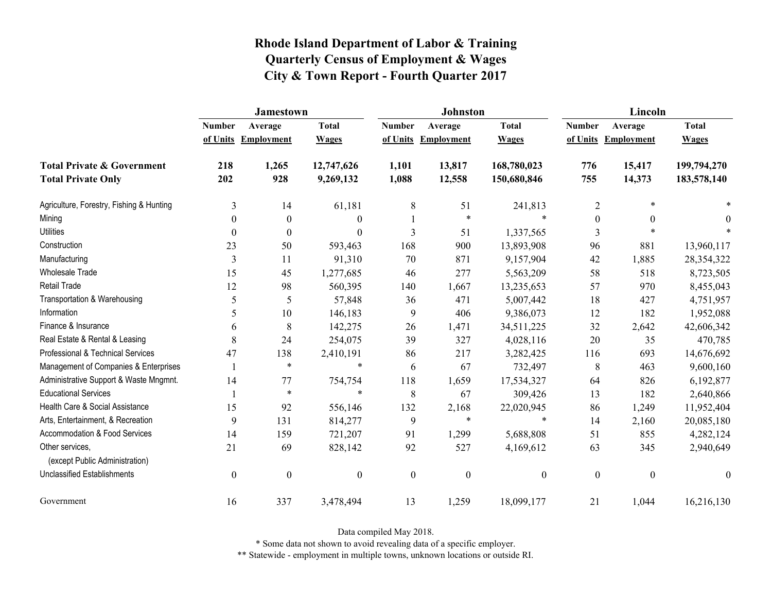# Rhode Island Department of Labor & Training
# Quarterly Census of Employment & Wages
# City & Town Report - Fourth Quarter 2017

| | Jamestown | | | Johnston | | | Lincoln | | |
|---|---|---|---|---|---|---|---|---|---|
| | Number of Units | Average Employment | Total Wages | Number of Units | Average Employment | Total Wages | Number of Units | Average Employment | Total Wages |
| **Total Private & Government** | **218** | **1,265** | **12,747,626** | **1,101** | **13,817** | **168,780,023** | **776** | **15,417** | **199,794,270** |
| **Total Private Only** | **202** | **928** | **9,269,132** | **1,088** | **12,558** | **150,680,846** | **755** | **14,373** | **183,578,140** |
| Agriculture, Forestry, Fishing & Hunting | 3 | 14 | 61,181 | 8 | 51 | 241,813 | 2 | * | * |
| Mining | 0 | 0 | 0 | 1 | * | * | 0 | 0 | 0 |
| Utilities | 0 | 0 | 0 | 3 | 51 | 1,337,565 | 3 | * | * |
| Construction | 23 | 50 | 593,463 | 168 | 900 | 13,893,908 | 96 | 881 | 13,960,117 |
| Manufacturing | 3 | 11 | 91,310 | 70 | 871 | 9,157,904 | 42 | 1,885 | 28,354,322 |
| Wholesale Trade | 15 | 45 | 1,277,685 | 46 | 277 | 5,563,209 | 58 | 518 | 8,723,505 |
| Retail Trade | 12 | 98 | 560,395 | 140 | 1,667 | 13,235,653 | 57 | 970 | 8,455,043 |
| Transportation & Warehousing | 5 | 5 | 57,848 | 36 | 471 | 5,007,442 | 18 | 427 | 4,751,957 |
| Information | 5 | 10 | 146,183 | 9 | 406 | 9,386,073 | 12 | 182 | 1,952,088 |
| Finance & Insurance | 6 | 8 | 142,275 | 26 | 1,471 | 34,511,225 | 32 | 2,642 | 42,606,342 |
| Real Estate & Rental & Leasing | 8 | 24 | 254,075 | 39 | 327 | 4,028,116 | 20 | 35 | 470,785 |
| Professional & Technical Services | 47 | 138 | 2,410,191 | 86 | 217 | 3,282,425 | 116 | 693 | 14,676,692 |
| Management of Companies & Enterprises | 1 | * | * | 6 | 67 | 732,497 | 8 | 463 | 9,600,160 |
| Administrative Support & Waste Mngmnt. | 14 | 77 | 754,754 | 118 | 1,659 | 17,534,327 | 64 | 826 | 6,192,877 |
| Educational Services | 1 | * | * | 8 | 67 | 309,426 | 13 | 182 | 2,640,866 |
| Health Care & Social Assistance | 15 | 92 | 556,146 | 132 | 2,168 | 22,020,945 | 86 | 1,249 | 11,952,404 |
| Arts, Entertainment, & Recreation | 9 | 131 | 814,277 | 9 | * | * | 14 | 2,160 | 20,085,180 |
| Accommodation & Food Services | 14 | 159 | 721,207 | 91 | 1,299 | 5,688,808 | 51 | 855 | 4,282,124 |
| Other services, (except Public Administration) | 21 | 69 | 828,142 | 92 | 527 | 4,169,612 | 63 | 345 | 2,940,649 |
| Unclassified Establishments | 0 | 0 | 0 | 0 | 0 | 0 | 0 | 0 | 0 |
| Government | 16 | 337 | 3,478,494 | 13 | 1,259 | 18,099,177 | 21 | 1,044 | 16,216,130 |

Data compiled May 2018.

* Some data not shown to avoid revealing data of a specific employer.

** Statewide - employment in multiple towns, unknown locations or outside RI.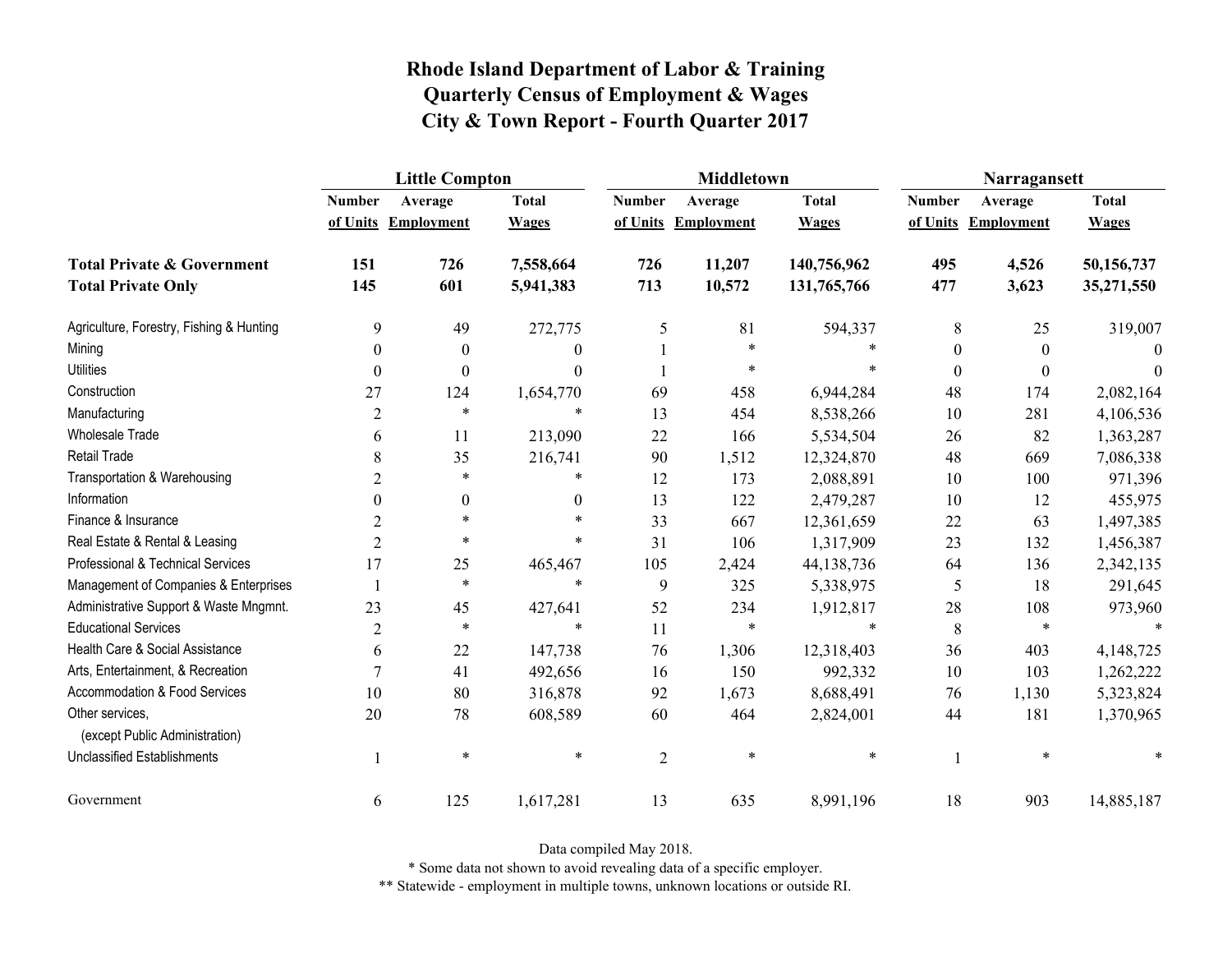# Rhode Island Department of Labor & Training
## Quarterly Census of Employment & Wages
## City & Town Report - Fourth Quarter 2017

| | Little Compton | | | Middletown | | | Narragansett | | |
|---|---|---|---|---|---|---|---|---|---|
| | Number of Units | Average Employment | Total Wages | Number of Units | Average Employment | Total Wages | Number of Units | Average Employment | Total Wages |
| **Total Private & Government** | **151** | **726** | **7,558,664** | **726** | **11,207** | **140,756,962** | **495** | **4,526** | **50,156,737** |
| **Total Private Only** | **145** | **601** | **5,941,383** | **713** | **10,572** | **131,765,766** | **477** | **3,623** | **35,271,550** |
| Agriculture, Forestry, Fishing & Hunting | 9 | 49 | 272,775 | 5 | 81 | 594,337 | 8 | 25 | 319,007 |
| Mining | 0 | 0 | 0 | 1 | * | * | 0 | 0 | 0 |
| Utilities | 0 | 0 | 0 | 1 | * | * | 0 | 0 | 0 |
| Construction | 27 | 124 | 1,654,770 | 69 | 458 | 6,944,284 | 48 | 174 | 2,082,164 |
| Manufacturing | 2 | * | * | 13 | 454 | 8,538,266 | 10 | 281 | 4,106,536 |
| Wholesale Trade | 6 | 11 | 213,090 | 22 | 166 | 5,534,504 | 26 | 82 | 1,363,287 |
| Retail Trade | 8 | 35 | 216,741 | 90 | 1,512 | 12,324,870 | 48 | 669 | 7,086,338 |
| Transportation & Warehousing | 2 | * | * | 12 | 173 | 2,088,891 | 10 | 100 | 971,396 |
| Information | 0 | 0 | 0 | 13 | 122 | 2,479,287 | 10 | 12 | 455,975 |
| Finance & Insurance | 2 | * | * | 33 | 667 | 12,361,659 | 22 | 63 | 1,497,385 |
| Real Estate & Rental & Leasing | 2 | * | * | 31 | 106 | 1,317,909 | 23 | 132 | 1,456,387 |
| Professional & Technical Services | 17 | 25 | 465,467 | 105 | 2,424 | 44,138,736 | 64 | 136 | 2,342,135 |
| Management of Companies & Enterprises | 1 | * | * | 9 | 325 | 5,338,975 | 5 | 18 | 291,645 |
| Administrative Support & Waste Mngmnt. | 23 | 45 | 427,641 | 52 | 234 | 1,912,817 | 28 | 108 | 973,960 |
| Educational Services | 2 | * | * | 11 | * | * | 8 | * | * |
| Health Care & Social Assistance | 6 | 22 | 147,738 | 76 | 1,306 | 12,318,403 | 36 | 403 | 4,148,725 |
| Arts, Entertainment, & Recreation | 7 | 41 | 492,656 | 16 | 150 | 992,332 | 10 | 103 | 1,262,222 |
| Accommodation & Food Services | 10 | 80 | 316,878 | 92 | 1,673 | 8,688,491 | 76 | 1,130 | 5,323,824 |
| Other services, (except Public Administration) | 20 | 78 | 608,589 | 60 | 464 | 2,824,001 | 44 | 181 | 1,370,965 |
| Unclassified Establishments | 1 | * | * | 2 | * | * | 1 | * | * |
| Government | 6 | 125 | 1,617,281 | 13 | 635 | 8,991,196 | 18 | 903 | 14,885,187 |

Data compiled May 2018.

* Some data not shown to avoid revealing data of a specific employer.

** Statewide - employment in multiple towns, unknown locations or outside RI.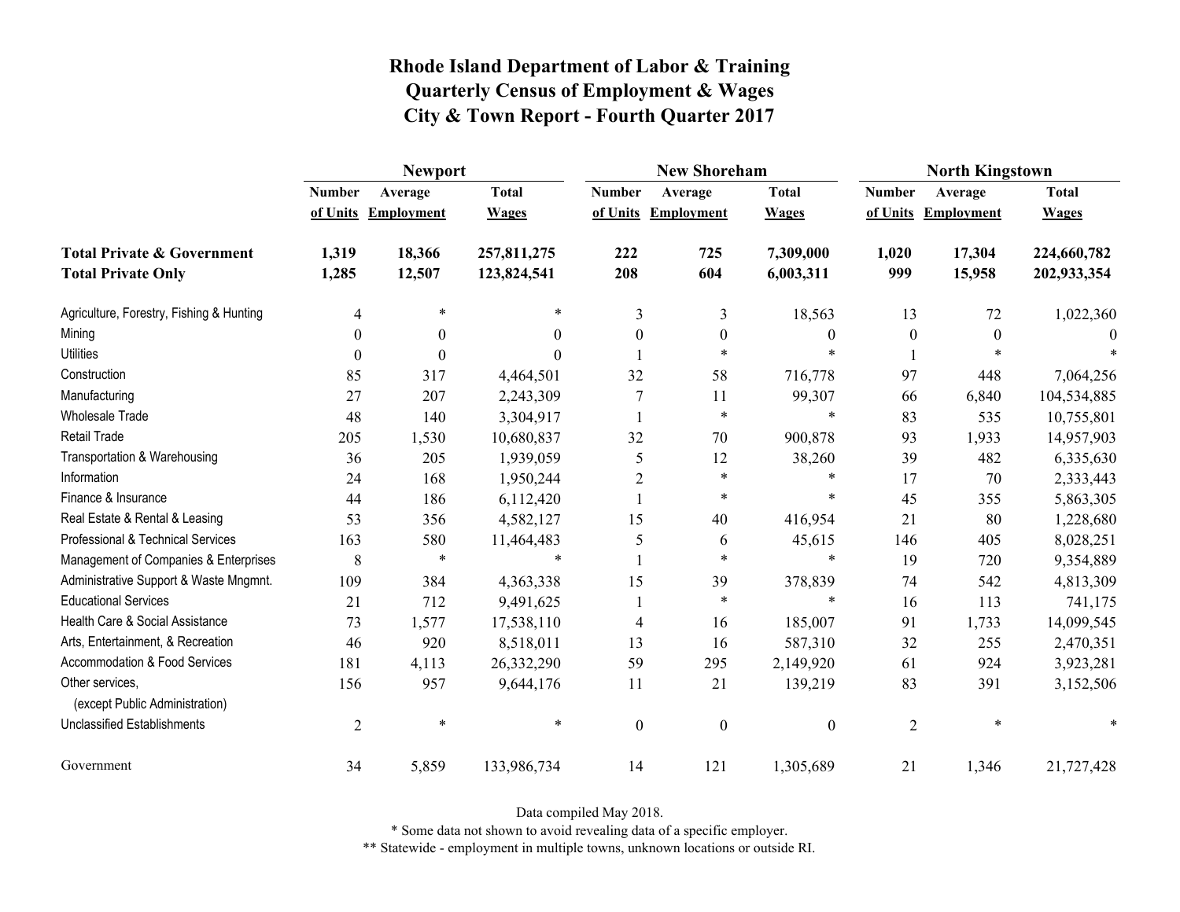# Rhode Island Department of Labor & Training
## Quarterly Census of Employment & Wages
## City & Town Report - Fourth Quarter 2017

| | Newport | | | New Shoreham | | | North Kingstown | | |
|---|---|---|---|---|---|---|---|---|---|
| | Number of Units | Average Employment | Total Wages | Number of Units | Average Employment | Total Wages | Number of Units | Average Employment | Total Wages |
| **Total Private & Government** | **1,319** | **18,366** | **257,811,275** | **222** | **725** | **7,309,000** | **1,020** | **17,304** | **224,660,782** |
| **Total Private Only** | **1,285** | **12,507** | **123,824,541** | **208** | **604** | **6,003,311** | **999** | **15,958** | **202,933,354** |
| Agriculture, Forestry, Fishing & Hunting | 4 | * | * | 3 | 3 | 18,563 | 13 | 72 | 1,022,360 |
| Mining | 0 | 0 | 0 | 0 | 0 | 0 | 0 | 0 | 0 |
| Utilities | 0 | 0 | 0 | 1 | * | * | 1 | * | * |
| Construction | 85 | 317 | 4,464,501 | 32 | 58 | 716,778 | 97 | 448 | 7,064,256 |
| Manufacturing | 27 | 207 | 2,243,309 | 7 | 11 | 99,307 | 66 | 6,840 | 104,534,885 |
| Wholesale Trade | 48 | 140 | 3,304,917 | 1 | * | * | 83 | 535 | 10,755,801 |
| Retail Trade | 205 | 1,530 | 10,680,837 | 32 | 70 | 900,878 | 93 | 1,933 | 14,957,903 |
| Transportation & Warehousing | 36 | 205 | 1,939,059 | 5 | 12 | 38,260 | 39 | 482 | 6,335,630 |
| Information | 24 | 168 | 1,950,244 | 2 | * | * | 17 | 70 | 2,333,443 |
| Finance & Insurance | 44 | 186 | 6,112,420 | 1 | * | * | 45 | 355 | 5,863,305 |
| Real Estate & Rental & Leasing | 53 | 356 | 4,582,127 | 15 | 40 | 416,954 | 21 | 80 | 1,228,680 |
| Professional & Technical Services | 163 | 580 | 11,464,483 | 5 | 6 | 45,615 | 146 | 405 | 8,028,251 |
| Management of Companies & Enterprises | 8 | * | * | 1 | * | * | 19 | 720 | 9,354,889 |
| Administrative Support & Waste Mngmnt. | 109 | 384 | 4,363,338 | 15 | 39 | 378,839 | 74 | 542 | 4,813,309 |
| Educational Services | 21 | 712 | 9,491,625 | 1 | * | * | 16 | 113 | 741,175 |
| Health Care & Social Assistance | 73 | 1,577 | 17,538,110 | 4 | 16 | 185,007 | 91 | 1,733 | 14,099,545 |
| Arts, Entertainment, & Recreation | 46 | 920 | 8,518,011 | 13 | 16 | 587,310 | 32 | 255 | 2,470,351 |
| Accommodation & Food Services | 181 | 4,113 | 26,332,290 | 59 | 295 | 2,149,920 | 61 | 924 | 3,923,281 |
| Other services, (except Public Administration) | 156 | 957 | 9,644,176 | 11 | 21 | 139,219 | 83 | 391 | 3,152,506 |
| Unclassified Establishments | 2 | * | * | 0 | 0 | 0 | 2 | * | * |
| Government | 34 | 5,859 | 133,986,734 | 14 | 121 | 1,305,689 | 21 | 1,346 | 21,727,428 |

Data compiled May 2018.

* Some data not shown to avoid revealing data of a specific employer.

** Statewide - employment in multiple towns, unknown locations or outside RI.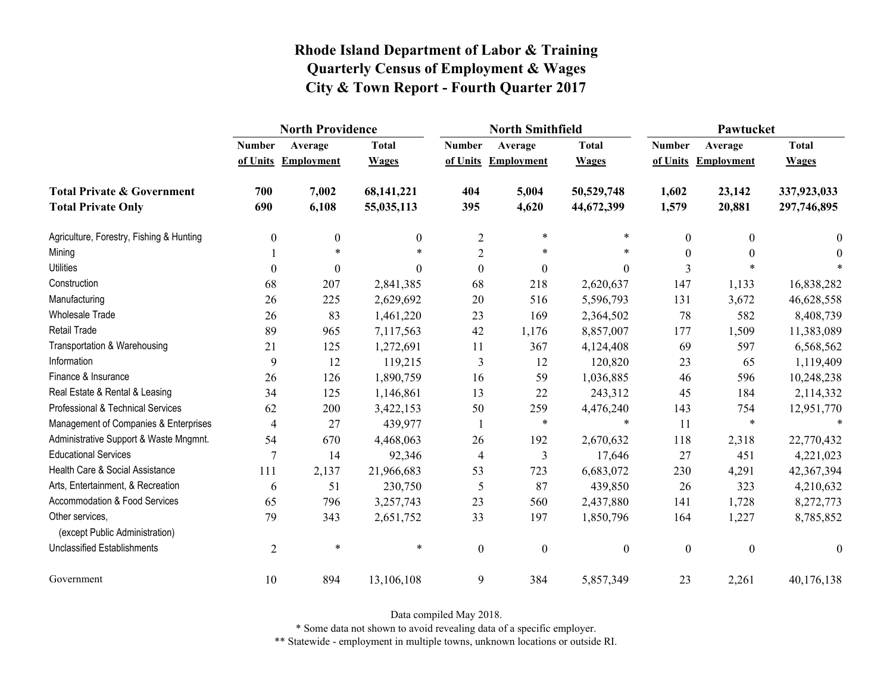# Rhode Island Department of Labor & Training
## Quarterly Census of Employment & Wages
## City & Town Report - Fourth Quarter 2017

| | North Providence | | | North Smithfield | | | Pawtucket | | |
|---|---|---|---|---|---|---|---|---|---|
| | Number of Units | Average Employment | Total Wages | Number of Units | Average Employment | Total Wages | Number of Units | Average Employment | Total Wages |
| **Total Private & Government** | **700** | **7,002** | **68,141,221** | **404** | **5,004** | **50,529,748** | **1,602** | **23,142** | **337,923,033** |
| **Total Private Only** | **690** | **6,108** | **55,035,113** | **395** | **4,620** | **44,672,399** | **1,579** | **20,881** | **297,746,895** |
| Agriculture, Forestry, Fishing & Hunting | 0 | 0 | 0 | 2 | * | * | 0 | 0 | 0 |
| Mining | 1 | * | * | 2 | * | * | 0 | 0 | 0 |
| Utilities | 0 | 0 | 0 | 0 | 0 | 0 | 3 | * | * |
| Construction | 68 | 207 | 2,841,385 | 68 | 218 | 2,620,637 | 147 | 1,133 | 16,838,282 |
| Manufacturing | 26 | 225 | 2,629,692 | 20 | 516 | 5,596,793 | 131 | 3,672 | 46,628,558 |
| Wholesale Trade | 26 | 83 | 1,461,220 | 23 | 169 | 2,364,502 | 78 | 582 | 8,408,739 |
| Retail Trade | 89 | 965 | 7,117,563 | 42 | 1,176 | 8,857,007 | 177 | 1,509 | 11,383,089 |
| Transportation & Warehousing | 21 | 125 | 1,272,691 | 11 | 367 | 4,124,408 | 69 | 597 | 6,568,562 |
| Information | 9 | 12 | 119,215 | 3 | 12 | 120,820 | 23 | 65 | 1,119,409 |
| Finance & Insurance | 26 | 126 | 1,890,759 | 16 | 59 | 1,036,885 | 46 | 596 | 10,248,238 |
| Real Estate & Rental & Leasing | 34 | 125 | 1,146,861 | 13 | 22 | 243,312 | 45 | 184 | 2,114,332 |
| Professional & Technical Services | 62 | 200 | 3,422,153 | 50 | 259 | 4,476,240 | 143 | 754 | 12,951,770 |
| Management of Companies & Enterprises | 4 | 27 | 439,977 | 1 | * | * | 11 | * | * |
| Administrative Support & Waste Mngmnt. | 54 | 670 | 4,468,063 | 26 | 192 | 2,670,632 | 118 | 2,318 | 22,770,432 |
| Educational Services | 7 | 14 | 92,346 | 4 | 3 | 17,646 | 27 | 451 | 4,221,023 |
| Health Care & Social Assistance | 111 | 2,137 | 21,966,683 | 53 | 723 | 6,683,072 | 230 | 4,291 | 42,367,394 |
| Arts, Entertainment, & Recreation | 6 | 51 | 230,750 | 5 | 87 | 439,850 | 26 | 323 | 4,210,632 |
| Accommodation & Food Services | 65 | 796 | 3,257,743 | 23 | 560 | 2,437,880 | 141 | 1,728 | 8,272,773 |
| Other services, (except Public Administration) | 79 | 343 | 2,651,752 | 33 | 197 | 1,850,796 | 164 | 1,227 | 8,785,852 |
| Unclassified Establishments | 2 | * | * | 0 | 0 | 0 | 0 | 0 | 0 |
| Government | 10 | 894 | 13,106,108 | 9 | 384 | 5,857,349 | 23 | 2,261 | 40,176,138 |

Data compiled May 2018.

* Some data not shown to avoid revealing data of a specific employer.

** Statewide - employment in multiple towns, unknown locations or outside RI.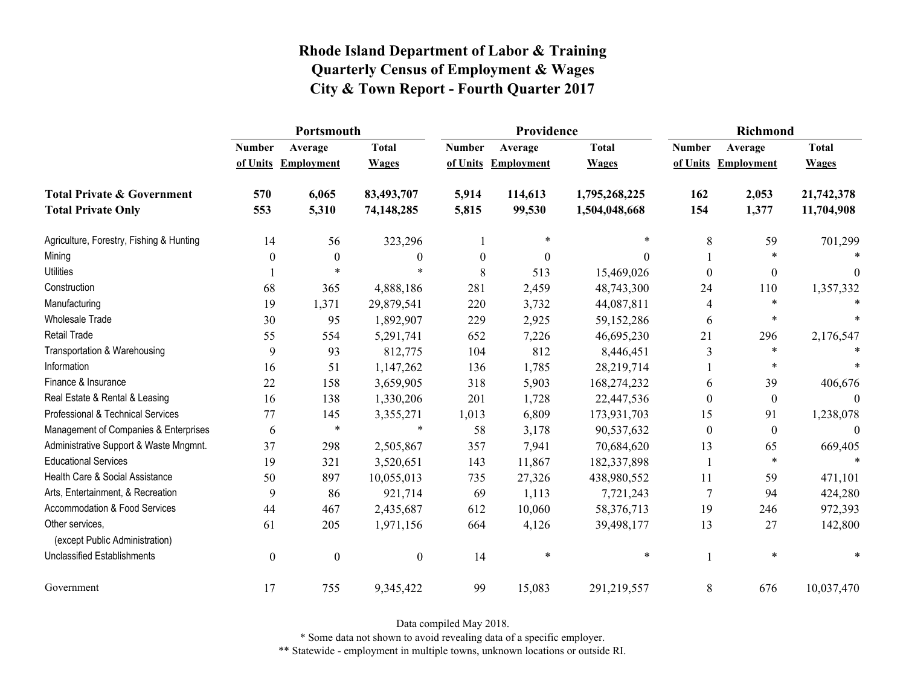# Rhode Island Department of Labor & Training
# Quarterly Census of Employment & Wages
# City & Town Report - Fourth Quarter 2017

| | Portsmouth | | | Providence | | | Richmond | | |
|---|---|---|---|---|---|---|---|---|---|
| | Number of Units | Average Employment | Total Wages | Number of Units | Average Employment | Total Wages | Number of Units | Average Employment | Total Wages |
| **Total Private & Government** | **570** | **6,065** | **83,493,707** | **5,914** | **114,613** | **1,795,268,225** | **162** | **2,053** | **21,742,378** |
| **Total Private Only** | **553** | **5,310** | **74,148,285** | **5,815** | **99,530** | **1,504,048,668** | **154** | **1,377** | **11,704,908** |
| Agriculture, Forestry, Fishing & Hunting | 14 | 56 | 323,296 | 1 | * | * | 8 | 59 | 701,299 |
| Mining | 0 | 0 | 0 | 0 | 0 | 0 | 1 | * | * |
| Utilities | 1 | * | * | 8 | 513 | 15,469,026 | 0 | 0 | 0 |
| Construction | 68 | 365 | 4,888,186 | 281 | 2,459 | 48,743,300 | 24 | 110 | 1,357,332 |
| Manufacturing | 19 | 1,371 | 29,879,541 | 220 | 3,732 | 44,087,811 | 4 | * | * |
| Wholesale Trade | 30 | 95 | 1,892,907 | 229 | 2,925 | 59,152,286 | 6 | * | * |
| Retail Trade | 55 | 554 | 5,291,741 | 652 | 7,226 | 46,695,230 | 21 | 296 | 2,176,547 |
| Transportation & Warehousing | 9 | 93 | 812,775 | 104 | 812 | 8,446,451 | 3 | * | * |
| Information | 16 | 51 | 1,147,262 | 136 | 1,785 | 28,219,714 | 1 | * | * |
| Finance & Insurance | 22 | 158 | 3,659,905 | 318 | 5,903 | 168,274,232 | 6 | 39 | 406,676 |
| Real Estate & Rental & Leasing | 16 | 138 | 1,330,206 | 201 | 1,728 | 22,447,536 | 0 | 0 | 0 |
| Professional & Technical Services | 77 | 145 | 3,355,271 | 1,013 | 6,809 | 173,931,703 | 15 | 91 | 1,238,078 |
| Management of Companies & Enterprises | 6 | * | * | 58 | 3,178 | 90,537,632 | 0 | 0 | 0 |
| Administrative Support & Waste Mngmnt. | 37 | 298 | 2,505,867 | 357 | 7,941 | 70,684,620 | 13 | 65 | 669,405 |
| Educational Services | 19 | 321 | 3,520,651 | 143 | 11,867 | 182,337,898 | 1 | * | * |
| Health Care & Social Assistance | 50 | 897 | 10,055,013 | 735 | 27,326 | 438,980,552 | 11 | 59 | 471,101 |
| Arts, Entertainment, & Recreation | 9 | 86 | 921,714 | 69 | 1,113 | 7,721,243 | 7 | 94 | 424,280 |
| Accommodation & Food Services | 44 | 467 | 2,435,687 | 612 | 10,060 | 58,376,713 | 19 | 246 | 972,393 |
| Other services, (except Public Administration) | 61 | 205 | 1,971,156 | 664 | 4,126 | 39,498,177 | 13 | 27 | 142,800 |
| Unclassified Establishments | 0 | 0 | 0 | 14 | * | * | 1 | * | * |
| Government | 17 | 755 | 9,345,422 | 99 | 15,083 | 291,219,557 | 8 | 676 | 10,037,470 |

Data compiled May 2018.

* Some data not shown to avoid revealing data of a specific employer.

** Statewide - employment in multiple towns, unknown locations or outside RI.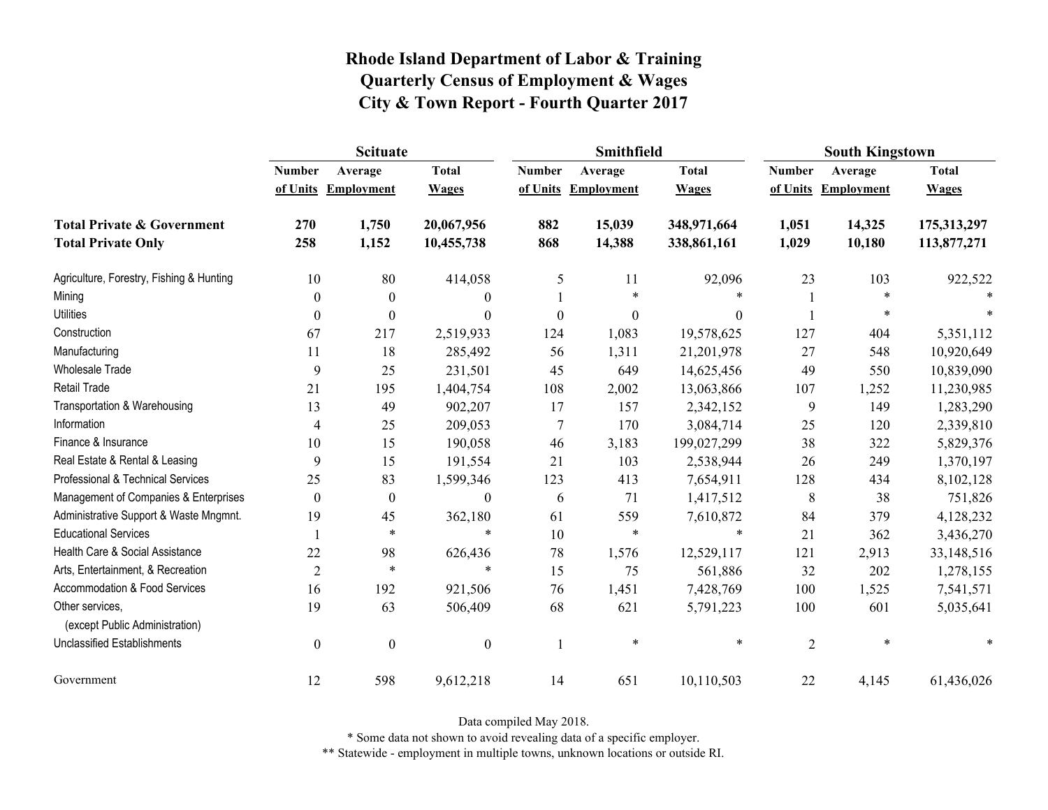# Rhode Island Department of Labor & Training
## Quarterly Census of Employment & Wages
## City & Town Report - Fourth Quarter 2017

| | Scituate | | | Smithfield | | | South Kingstown | | |
|---|---|---|---|---|---|---|---|---|---|
| | Number of Units | Average Employment | Total Wages | Number of Units | Average Employment | Total Wages | Number of Units | Average Employment | Total Wages |
| **Total Private & Government** | **270** | **1,750** | **20,067,956** | **882** | **15,039** | **348,971,664** | **1,051** | **14,325** | **175,313,297** |
| **Total Private Only** | **258** | **1,152** | **10,455,738** | **868** | **14,388** | **338,861,161** | **1,029** | **10,180** | **113,877,271** |
| Agriculture, Forestry, Fishing & Hunting | 10 | 80 | 414,058 | 5 | 11 | 92,096 | 23 | 103 | 922,522 |
| Mining | 0 | 0 | 0 | 1 | * | * | 1 | * | * |
| Utilities | 0 | 0 | 0 | 0 | 0 | 0 | 1 | * | * |
| Construction | 67 | 217 | 2,519,933 | 124 | 1,083 | 19,578,625 | 127 | 404 | 5,351,112 |
| Manufacturing | 11 | 18 | 285,492 | 56 | 1,311 | 21,201,978 | 27 | 548 | 10,920,649 |
| Wholesale Trade | 9 | 25 | 231,501 | 45 | 649 | 14,625,456 | 49 | 550 | 10,839,090 |
| Retail Trade | 21 | 195 | 1,404,754 | 108 | 2,002 | 13,063,866 | 107 | 1,252 | 11,230,985 |
| Transportation & Warehousing | 13 | 49 | 902,207 | 17 | 157 | 2,342,152 | 9 | 149 | 1,283,290 |
| Information | 4 | 25 | 209,053 | 7 | 170 | 3,084,714 | 25 | 120 | 2,339,810 |
| Finance & Insurance | 10 | 15 | 190,058 | 46 | 3,183 | 199,027,299 | 38 | 322 | 5,829,376 |
| Real Estate & Rental & Leasing | 9 | 15 | 191,554 | 21 | 103 | 2,538,944 | 26 | 249 | 1,370,197 |
| Professional & Technical Services | 25 | 83 | 1,599,346 | 123 | 413 | 7,654,911 | 128 | 434 | 8,102,128 |
| Management of Companies & Enterprises | 0 | 0 | 0 | 6 | 71 | 1,417,512 | 8 | 38 | 751,826 |
| Administrative Support & Waste Mngmnt. | 19 | 45 | 362,180 | 61 | 559 | 7,610,872 | 84 | 379 | 4,128,232 |
| Educational Services | 1 | * | * | 10 | * | * | 21 | 362 | 3,436,270 |
| Health Care & Social Assistance | 22 | 98 | 626,436 | 78 | 1,576 | 12,529,117 | 121 | 2,913 | 33,148,516 |
| Arts, Entertainment, & Recreation | 2 | * | * | 15 | 75 | 561,886 | 32 | 202 | 1,278,155 |
| Accommodation & Food Services | 16 | 192 | 921,506 | 76 | 1,451 | 7,428,769 | 100 | 1,525 | 7,541,571 |
| Other services, (except Public Administration) | 19 | 63 | 506,409 | 68 | 621 | 5,791,223 | 100 | 601 | 5,035,641 |
| Unclassified Establishments | 0 | 0 | 0 | 1 | * | * | 2 | * | * |
| Government | 12 | 598 | 9,612,218 | 14 | 651 | 10,110,503 | 22 | 4,145 | 61,436,026 |

Data compiled May 2018.

* Some data not shown to avoid revealing data of a specific employer.

** Statewide - employment in multiple towns, unknown locations or outside RI.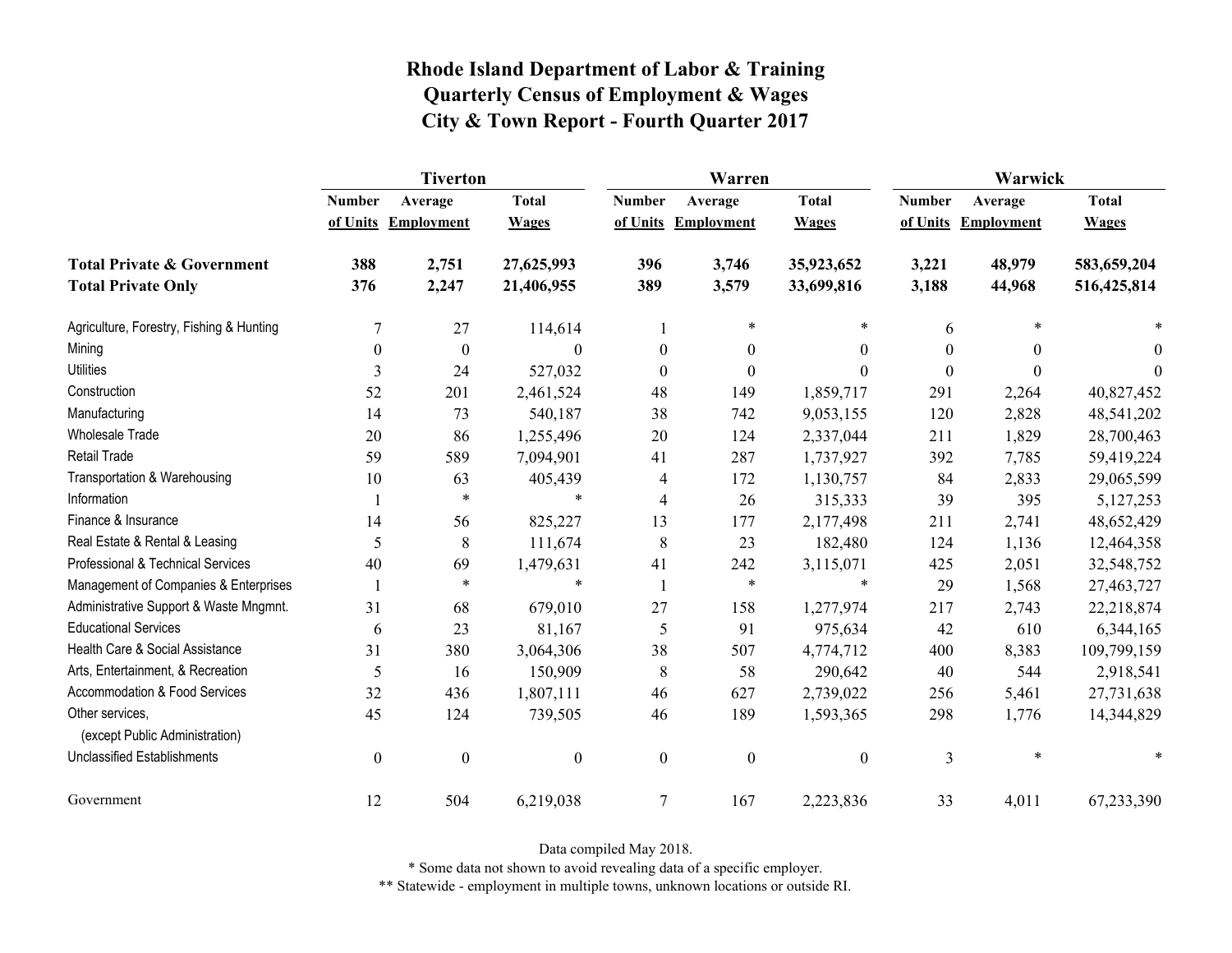# Rhode Island Department of Labor & Training
## Quarterly Census of Employment & Wages
## City & Town Report - Fourth Quarter 2017

| | Tiverton | | | Warren | | | Warwick | | |
|---|---|---|---|---|---|---|---|---|---|
| | Number of Units | Average Employment | Total Wages | Number of Units | Average Employment | Total Wages | Number of Units | Average Employment | Total Wages |
| **Total Private & Government** | **388** | **2,751** | **27,625,993** | **396** | **3,746** | **35,923,652** | **3,221** | **48,979** | **583,659,204** |
| **Total Private Only** | **376** | **2,247** | **21,406,955** | **389** | **3,579** | **33,699,816** | **3,188** | **44,968** | **516,425,814** |
| Agriculture, Forestry, Fishing & Hunting | 7 | 27 | 114,614 | 1 | * | * | 6 | * | * |
| Mining | 0 | 0 | 0 | 0 | 0 | 0 | 0 | 0 | 0 |
| Utilities | 3 | 24 | 527,032 | 0 | 0 | 0 | 0 | 0 | 0 |
| Construction | 52 | 201 | 2,461,524 | 48 | 149 | 1,859,717 | 291 | 2,264 | 40,827,452 |
| Manufacturing | 14 | 73 | 540,187 | 38 | 742 | 9,053,155 | 120 | 2,828 | 48,541,202 |
| Wholesale Trade | 20 | 86 | 1,255,496 | 20 | 124 | 2,337,044 | 211 | 1,829 | 28,700,463 |
| Retail Trade | 59 | 589 | 7,094,901 | 41 | 287 | 1,737,927 | 392 | 7,785 | 59,419,224 |
| Transportation & Warehousing | 10 | 63 | 405,439 | 4 | 172 | 1,130,757 | 84 | 2,833 | 29,065,599 |
| Information | 1 | * | * | 4 | 26 | 315,333 | 39 | 395 | 5,127,253 |
| Finance & Insurance | 14 | 56 | 825,227 | 13 | 177 | 2,177,498 | 211 | 2,741 | 48,652,429 |
| Real Estate & Rental & Leasing | 5 | 8 | 111,674 | 8 | 23 | 182,480 | 124 | 1,136 | 12,464,358 |
| Professional & Technical Services | 40 | 69 | 1,479,631 | 41 | 242 | 3,115,071 | 425 | 2,051 | 32,548,752 |
| Management of Companies & Enterprises | 1 | * | * | 1 | * | * | 29 | 1,568 | 27,463,727 |
| Administrative Support & Waste Mngmnt. | 31 | 68 | 679,010 | 27 | 158 | 1,277,974 | 217 | 2,743 | 22,218,874 |
| Educational Services | 6 | 23 | 81,167 | 5 | 91 | 975,634 | 42 | 610 | 6,344,165 |
| Health Care & Social Assistance | 31 | 380 | 3,064,306 | 38 | 507 | 4,774,712 | 400 | 8,383 | 109,799,159 |
| Arts, Entertainment, & Recreation | 5 | 16 | 150,909 | 8 | 58 | 290,642 | 40 | 544 | 2,918,541 |
| Accommodation & Food Services | 32 | 436 | 1,807,111 | 46 | 627 | 2,739,022 | 256 | 5,461 | 27,731,638 |
| Other services, (except Public Administration) | 45 | 124 | 739,505 | 46 | 189 | 1,593,365 | 298 | 1,776 | 14,344,829 |
| Unclassified Establishments | 0 | 0 | 0 | 0 | 0 | 0 | 3 | * | * |
| Government | 12 | 504 | 6,219,038 | 7 | 167 | 2,223,836 | 33 | 4,011 | 67,233,390 |

Data compiled May 2018.

* Some data not shown to avoid revealing data of a specific employer.

** Statewide - employment in multiple towns, unknown locations or outside RI.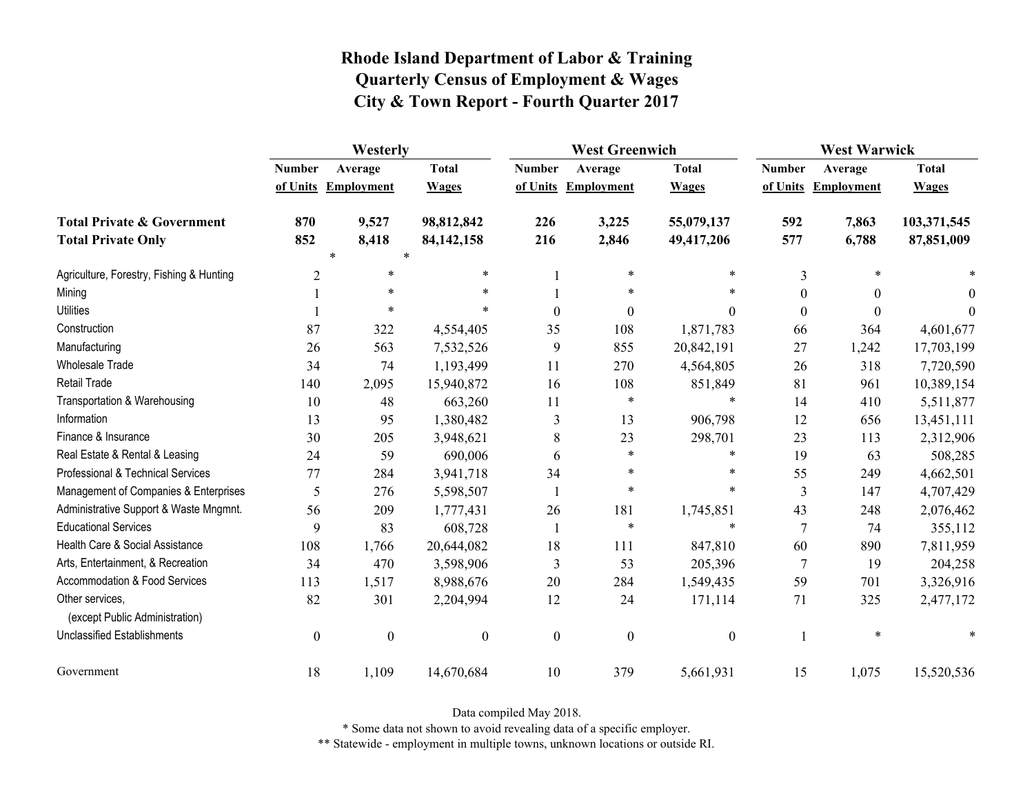# Rhode Island Department of Labor & Training
## Quarterly Census of Employment & Wages
## City & Town Report - Fourth Quarter 2017

| | Westerly | | | West Greenwich | | | West Warwick | | |
|---|---|---|---|---|---|---|---|---|---|
| | Number of Units | Average Employment | Total Wages | Number of Units | Average Employment | Total Wages | Number of Units | Average Employment | Total Wages |
| **Total Private & Government** | **870** | **9,527** | **98,812,842** | **226** | **3,225** | **55,079,137** | **592** | **7,863** | **103,371,545** |
| **Total Private Only** | **852** | **8,418** | **84,142,158** | **216** | **2,846** | **49,417,206** | **577** | **6,788** | **87,851,009** |
| Agriculture, Forestry, Fishing & Hunting | 2 | * | * | 1 | * | * | 3 | * | * |
| Mining | 1 | * | * | 1 | * | * | 0 | 0 | 0 |
| Utilities | 1 | * | * | 0 | 0 | 0 | 0 | 0 | 0 |
| Construction | 87 | 322 | 4,554,405 | 35 | 108 | 1,871,783 | 66 | 364 | 4,601,677 |
| Manufacturing | 26 | 563 | 7,532,526 | 9 | 855 | 20,842,191 | 27 | 1,242 | 17,703,199 |
| Wholesale Trade | 34 | 74 | 1,193,499 | 11 | 270 | 4,564,805 | 26 | 318 | 7,720,590 |
| Retail Trade | 140 | 2,095 | 15,940,872 | 16 | 108 | 851,849 | 81 | 961 | 10,389,154 |
| Transportation & Warehousing | 10 | 48 | 663,260 | 11 | * | * | 14 | 410 | 5,511,877 |
| Information | 13 | 95 | 1,380,482 | 3 | 13 | 906,798 | 12 | 656 | 13,451,111 |
| Finance & Insurance | 30 | 205 | 3,948,621 | 8 | 23 | 298,701 | 23 | 113 | 2,312,906 |
| Real Estate & Rental & Leasing | 24 | 59 | 690,006 | 6 | * | * | 19 | 63 | 508,285 |
| Professional & Technical Services | 77 | 284 | 3,941,718 | 34 | * | * | 55 | 249 | 4,662,501 |
| Management of Companies & Enterprises | 5 | 276 | 5,598,507 | 1 | * | * | 3 | 147 | 4,707,429 |
| Administrative Support & Waste Mngmnt. | 56 | 209 | 1,777,431 | 26 | 181 | 1,745,851 | 43 | 248 | 2,076,462 |
| Educational Services | 9 | 83 | 608,728 | 1 | * | * | 7 | 74 | 355,112 |
| Health Care & Social Assistance | 108 | 1,766 | 20,644,082 | 18 | 111 | 847,810 | 60 | 890 | 7,811,959 |
| Arts, Entertainment, & Recreation | 34 | 470 | 3,598,906 | 3 | 53 | 205,396 | 7 | 19 | 204,258 |
| Accommodation & Food Services | 113 | 1,517 | 8,988,676 | 20 | 284 | 1,549,435 | 59 | 701 | 3,326,916 |
| Other services, (except Public Administration) | 82 | 301 | 2,204,994 | 12 | 24 | 171,114 | 71 | 325 | 2,477,172 |
| Unclassified Establishments | 0 | 0 | 0 | 0 | 0 | 0 | 1 | * | * |
| Government | 18 | 1,109 | 14,670,684 | 10 | 379 | 5,661,931 | 15 | 1,075 | 15,520,536 |

Data compiled May 2018.

* Some data not shown to avoid revealing data of a specific employer.

** Statewide - employment in multiple towns, unknown locations or outside RI.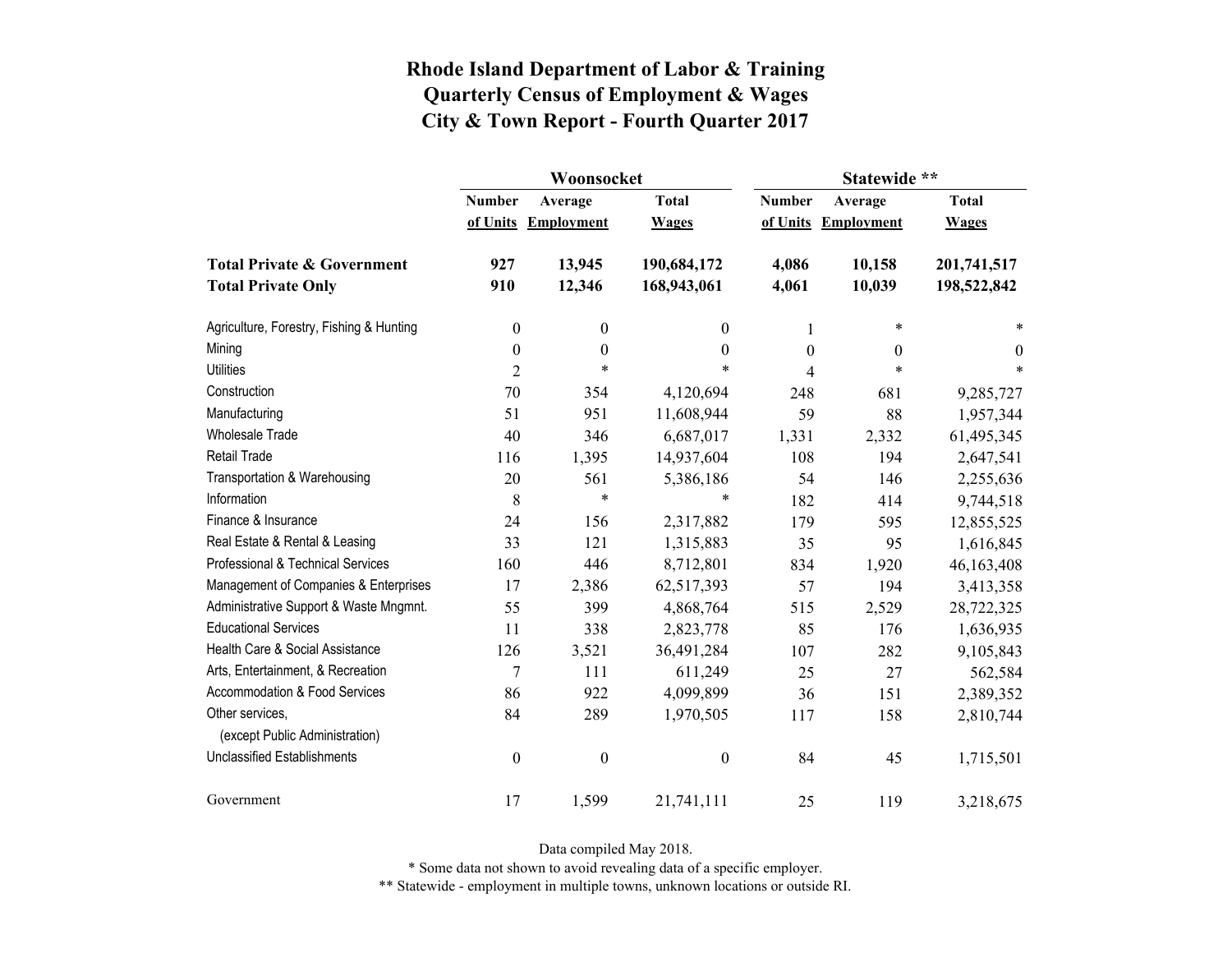# Rhode Island Department of Labor & Training
## Quarterly Census of Employment & Wages
## City & Town Report - Fourth Quarter 2017

| | Woonsocket | | | Statewide ** | | |
|---|---|---|---|---|---|---|
| | Number of Units | Average Employment | Total Wages | Number of Units | Average Employment | Total Wages |
| **Total Private & Government** | **927** | **13,945** | **190,684,172** | **4,086** | **10,158** | **201,741,517** |
| **Total Private Only** | **910** | **12,346** | **168,943,061** | **4,061** | **10,039** | **198,522,842** |
| Agriculture, Forestry, Fishing & Hunting | 0 | 0 | 0 | 1 | * | * |
| Mining | 0 | 0 | 0 | 0 | 0 | 0 |
| Utilities | 2 | * | * | 4 | * | * |
| Construction | 70 | 354 | 4,120,694 | 248 | 681 | 9,285,727 |
| Manufacturing | 51 | 951 | 11,608,944 | 59 | 88 | 1,957,344 |
| Wholesale Trade | 40 | 346 | 6,687,017 | 1,331 | 2,332 | 61,495,345 |
| Retail Trade | 116 | 1,395 | 14,937,604 | 108 | 194 | 2,647,541 |
| Transportation & Warehousing | 20 | 561 | 5,386,186 | 54 | 146 | 2,255,636 |
| Information | 8 | * | * | 182 | 414 | 9,744,518 |
| Finance & Insurance | 24 | 156 | 2,317,882 | 179 | 595 | 12,855,525 |
| Real Estate & Rental & Leasing | 33 | 121 | 1,315,883 | 35 | 95 | 1,616,845 |
| Professional & Technical Services | 160 | 446 | 8,712,801 | 834 | 1,920 | 46,163,408 |
| Management of Companies & Enterprises | 17 | 2,386 | 62,517,393 | 57 | 194 | 3,413,358 |
| Administrative Support & Waste Mngmnt. | 55 | 399 | 4,868,764 | 515 | 2,529 | 28,722,325 |
| Educational Services | 11 | 338 | 2,823,778 | 85 | 176 | 1,636,935 |
| Health Care & Social Assistance | 126 | 3,521 | 36,491,284 | 107 | 282 | 9,105,843 |
| Arts, Entertainment, & Recreation | 7 | 111 | 611,249 | 25 | 27 | 562,584 |
| Accommodation & Food Services | 86 | 922 | 4,099,899 | 36 | 151 | 2,389,352 |
| Other services, (except Public Administration) | 84 | 289 | 1,970,505 | 117 | 158 | 2,810,744 |
| Unclassified Establishments | 0 | 0 | 0 | 84 | 45 | 1,715,501 |
| Government | 17 | 1,599 | 21,741,111 | 25 | 119 | 3,218,675 |

Data compiled May 2018.

* Some data not shown to avoid revealing data of a specific employer.

** Statewide - employment in multiple towns, unknown locations or outside RI.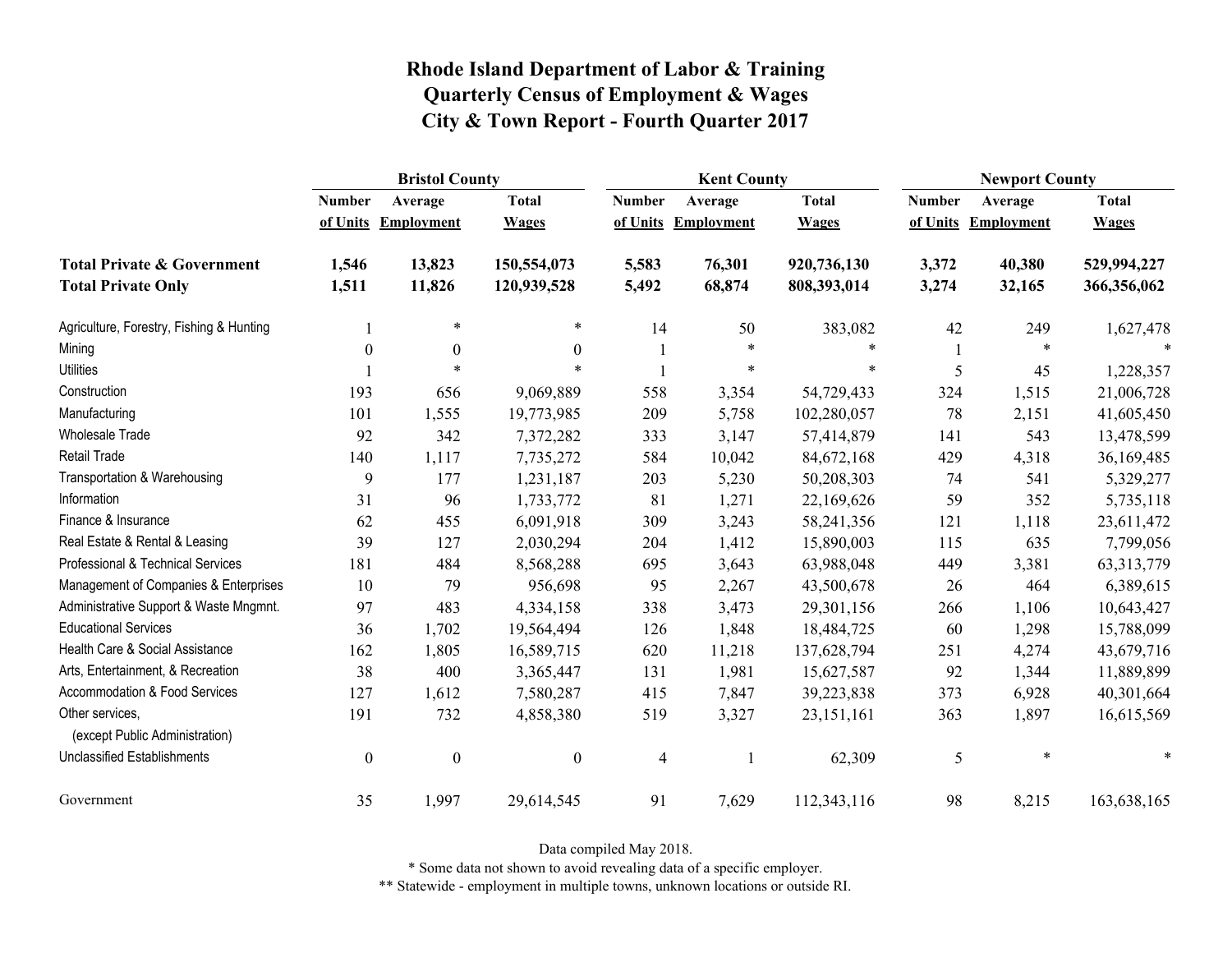# Rhode Island Department of Labor & Training
## Quarterly Census of Employment & Wages
## City & Town Report - Fourth Quarter 2017

| | Bristol County | | | Kent County | | | Newport County | | |
|---|---|---|---|---|---|---|---|---|---|
| | Number of Units | Average Employment | Total Wages | Number of Units | Average Employment | Total Wages | Number of Units | Average Employment | Total Wages |
| **Total Private & Government** | **1,546** | **13,823** | **150,554,073** | **5,583** | **76,301** | **920,736,130** | **3,372** | **40,380** | **529,994,227** |
| **Total Private Only** | **1,511** | **11,826** | **120,939,528** | **5,492** | **68,874** | **808,393,014** | **3,274** | **32,165** | **366,356,062** |
| Agriculture, Forestry, Fishing & Hunting | 1 | * | * | 14 | 50 | 383,082 | 42 | 249 | 1,627,478 |
| Mining | 0 | 0 | 0 | 1 | * | * | 1 | * | * |
| Utilities | 1 | * | * | 1 | * | * | 5 | 45 | 1,228,357 |
| Construction | 193 | 656 | 9,069,889 | 558 | 3,354 | 54,729,433 | 324 | 1,515 | 21,006,728 |
| Manufacturing | 101 | 1,555 | 19,773,985 | 209 | 5,758 | 102,280,057 | 78 | 2,151 | 41,605,450 |
| Wholesale Trade | 92 | 342 | 7,372,282 | 333 | 3,147 | 57,414,879 | 141 | 543 | 13,478,599 |
| Retail Trade | 140 | 1,117 | 7,735,272 | 584 | 10,042 | 84,672,168 | 429 | 4,318 | 36,169,485 |
| Transportation & Warehousing | 9 | 177 | 1,231,187 | 203 | 5,230 | 50,208,303 | 74 | 541 | 5,329,277 |
| Information | 31 | 96 | 1,733,772 | 81 | 1,271 | 22,169,626 | 59 | 352 | 5,735,118 |
| Finance & Insurance | 62 | 455 | 6,091,918 | 309 | 3,243 | 58,241,356 | 121 | 1,118 | 23,611,472 |
| Real Estate & Rental & Leasing | 39 | 127 | 2,030,294 | 204 | 1,412 | 15,890,003 | 115 | 635 | 7,799,056 |
| Professional & Technical Services | 181 | 484 | 8,568,288 | 695 | 3,643 | 63,988,048 | 449 | 3,381 | 63,313,779 |
| Management of Companies & Enterprises | 10 | 79 | 956,698 | 95 | 2,267 | 43,500,678 | 26 | 464 | 6,389,615 |
| Administrative Support & Waste Mngmnt. | 97 | 483 | 4,334,158 | 338 | 3,473 | 29,301,156 | 266 | 1,106 | 10,643,427 |
| Educational Services | 36 | 1,702 | 19,564,494 | 126 | 1,848 | 18,484,725 | 60 | 1,298 | 15,788,099 |
| Health Care & Social Assistance | 162 | 1,805 | 16,589,715 | 620 | 11,218 | 137,628,794 | 251 | 4,274 | 43,679,716 |
| Arts, Entertainment, & Recreation | 38 | 400 | 3,365,447 | 131 | 1,981 | 15,627,587 | 92 | 1,344 | 11,889,899 |
| Accommodation & Food Services | 127 | 1,612 | 7,580,287 | 415 | 7,847 | 39,223,838 | 373 | 6,928 | 40,301,664 |
| Other services, (except Public Administration) | 191 | 732 | 4,858,380 | 519 | 3,327 | 23,151,161 | 363 | 1,897 | 16,615,569 |
| Unclassified Establishments | 0 | 0 | 0 | 4 | 1 | 62,309 | 5 | * | * |
| Government | 35 | 1,997 | 29,614,545 | 91 | 7,629 | 112,343,116 | 98 | 8,215 | 163,638,165 |

Data compiled May 2018.

* Some data not shown to avoid revealing data of a specific employer.

** Statewide - employment in multiple towns, unknown locations or outside RI.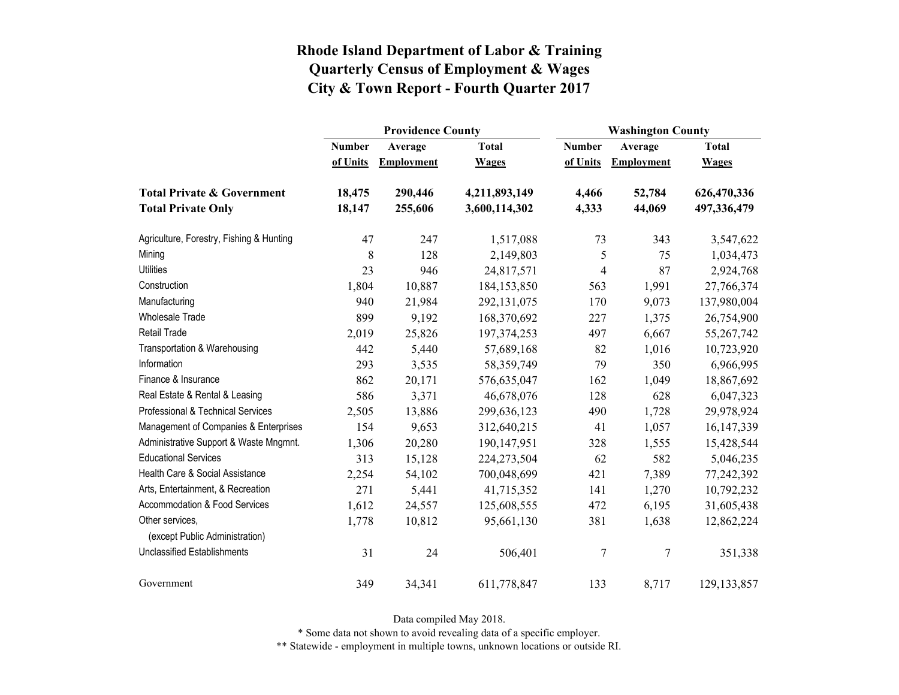# Rhode Island Department of Labor & Training
## Quarterly Census of Employment & Wages
## City & Town Report - Fourth Quarter 2017

| | Providence County | | | Washington County | | |
|---|---|---|---|---|---|---|
| | Number of Units | Average Employment | Total Wages | Number of Units | Average Employment | Total Wages |
| **Total Private & Government** | **18,475** | **290,446** | **4,211,893,149** | **4,466** | **52,784** | **626,470,336** |
| **Total Private Only** | **18,147** | **255,606** | **3,600,114,302** | **4,333** | **44,069** | **497,336,479** |
| Agriculture, Forestry, Fishing & Hunting | 47 | 247 | 1,517,088 | 73 | 343 | 3,547,622 |
| Mining | 8 | 128 | 2,149,803 | 5 | 75 | 1,034,473 |
| Utilities | 23 | 946 | 24,817,571 | 4 | 87 | 2,924,768 |
| Construction | 1,804 | 10,887 | 184,153,850 | 563 | 1,991 | 27,766,374 |
| Manufacturing | 940 | 21,984 | 292,131,075 | 170 | 9,073 | 137,980,004 |
| Wholesale Trade | 899 | 9,192 | 168,370,692 | 227 | 1,375 | 26,754,900 |
| Retail Trade | 2,019 | 25,826 | 197,374,253 | 497 | 6,667 | 55,267,742 |
| Transportation & Warehousing | 442 | 5,440 | 57,689,168 | 82 | 1,016 | 10,723,920 |
| Information | 293 | 3,535 | 58,359,749 | 79 | 350 | 6,966,995 |
| Finance & Insurance | 862 | 20,171 | 576,635,047 | 162 | 1,049 | 18,867,692 |
| Real Estate & Rental & Leasing | 586 | 3,371 | 46,678,076 | 128 | 628 | 6,047,323 |
| Professional & Technical Services | 2,505 | 13,886 | 299,636,123 | 490 | 1,728 | 29,978,924 |
| Management of Companies & Enterprises | 154 | 9,653 | 312,640,215 | 41 | 1,057 | 16,147,339 |
| Administrative Support & Waste Mngmnt. | 1,306 | 20,280 | 190,147,951 | 328 | 1,555 | 15,428,544 |
| Educational Services | 313 | 15,128 | 224,273,504 | 62 | 582 | 5,046,235 |
| Health Care & Social Assistance | 2,254 | 54,102 | 700,048,699 | 421 | 7,389 | 77,242,392 |
| Arts, Entertainment, & Recreation | 271 | 5,441 | 41,715,352 | 141 | 1,270 | 10,792,232 |
| Accommodation & Food Services | 1,612 | 24,557 | 125,608,555 | 472 | 6,195 | 31,605,438 |
| Other services, (except Public Administration) | 1,778 | 10,812 | 95,661,130 | 381 | 1,638 | 12,862,224 |
| Unclassified Establishments | 31 | 24 | 506,401 | 7 | 7 | 351,338 |
| Government | 349 | 34,341 | 611,778,847 | 133 | 8,717 | 129,133,857 |

Data compiled May 2018.

* Some data not shown to avoid revealing data of a specific employer.

** Statewide - employment in multiple towns, unknown locations or outside RI.